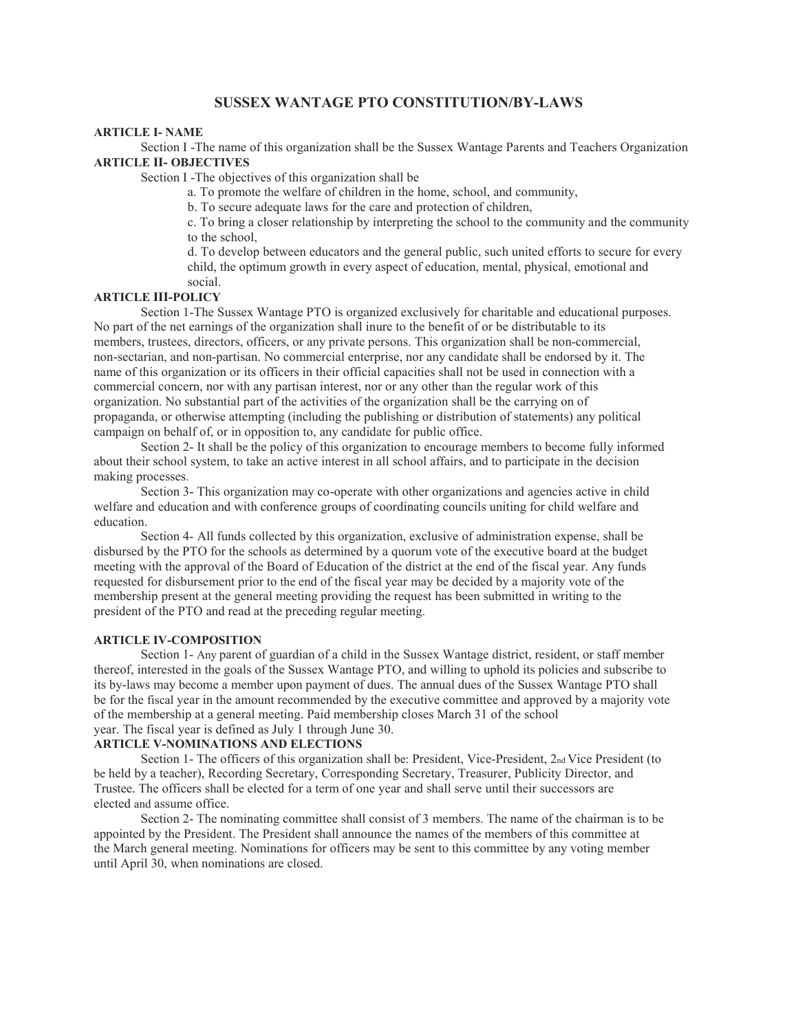# SUSSEX WANTAGE PTO CONSTITUTION/BY-LAWS

**ARTICLE I- NAME**

Section I -The name of this organization shall be the Sussex Wantage Parents and Teachers Organization

**ARTICLE II- OBJECTIVES**

Section I -The objectives of this organization shall be

a. To promote the welfare of children in the home, school, and community,

b. To secure adequate laws for the care and protection of children,

c. To bring a closer relationship by interpreting the school to the community and the community to the school,

d. To develop between educators and the general public, such united efforts to secure for every child, the optimum growth in every aspect of education, mental, physical, emotional and social.

**ARTICLE III-POLICY**

Section 1-The Sussex Wantage PTO is organized exclusively for charitable and educational purposes. No part of the net earnings of the organization shall inure to the benefit of or be distributable to its members, trustees, directors, officers, or any private persons. This organization shall be non-commercial, non-sectarian, and non-partisan. No commercial enterprise, nor any candidate shall be endorsed by it. The name of this organization or its officers in their official capacities shall not be used in connection with a commercial concern, nor with any partisan interest, nor or any other than the regular work of this organization. No substantial part of the activities of the organization shall be the carrying on of propaganda, or otherwise attempting (including the publishing or distribution of statements) any political campaign on behalf of, or in opposition to, any candidate for public office.

Section 2- It shall be the policy of this organization to encourage members to become fully informed about their school system, to take an active interest in all school affairs, and to participate in the decision making processes.

Section 3- This organization may co-operate with other organizations and agencies active in child welfare and education and with conference groups of coordinating councils uniting for child welfare and education.

Section 4- All funds collected by this organization, exclusive of administration expense, shall be disbursed by the PTO for the schools as determined by a quorum vote of the executive board at the budget meeting with the approval of the Board of Education of the district at the end of the fiscal year. Any funds requested for disbursement prior to the end of the fiscal year may be decided by a majority vote of the membership present at the general meeting providing the request has been submitted in writing to the president of the PTO and read at the preceding regular meeting.

**ARTICLE IV-COMPOSITION**

Section 1- Any parent of guardian of a child in the Sussex Wantage district, resident, or staff member thereof, interested in the goals of the Sussex Wantage PTO, and willing to uphold its policies and subscribe to its by-laws may become a member upon payment of dues. The annual dues of the Sussex Wantage PTO shall be for the fiscal year in the amount recommended by the executive committee and approved by a majority vote of the membership at a general meeting. Paid membership closes March 31 of the school year. The fiscal year is defined as July 1 through June 30.

**ARTICLE V-NOMINATIONS AND ELECTIONS**

Section 1- The officers of this organization shall be: President, Vice-President, 2nd Vice President (to be held by a teacher), Recording Secretary, Corresponding Secretary, Treasurer, Publicity Director, and Trustee. The officers shall be elected for a term of one year and shall serve until their successors are elected and assume office.

Section 2- The nominating committee shall consist of 3 members. The name of the chairman is to be appointed by the President. The President shall announce the names of the members of this committee at the March general meeting. Nominations for officers may be sent to this committee by any voting member until April 30, when nominations are closed.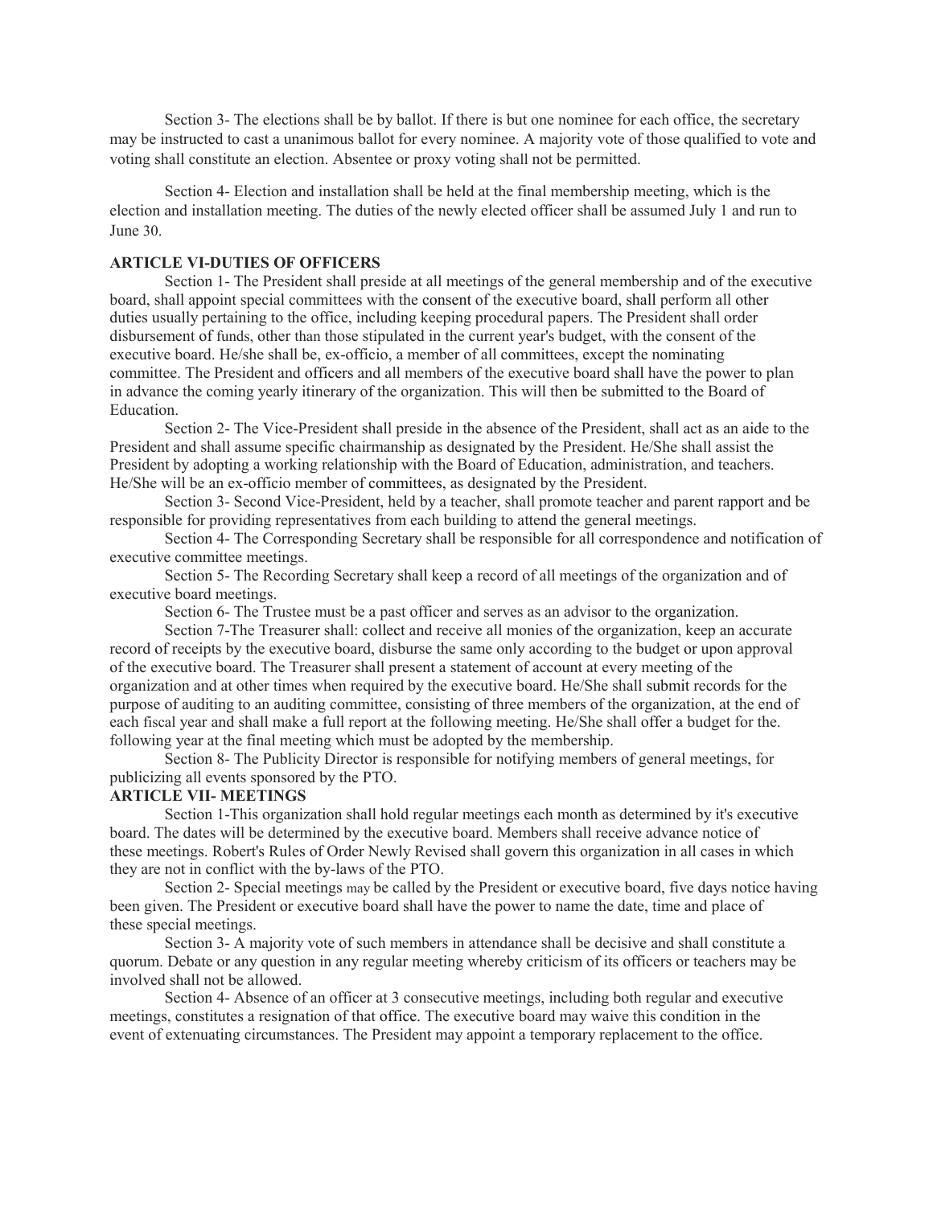Section 3- The elections shall be by ballot. If there is but one nominee for each office, the secretary may be instructed to cast a unanimous ballot for every nominee. A majority vote of those qualified to vote and voting shall constitute an election. Absentee or proxy voting shall not be permitted.

Section 4- Election and installation shall be held at the final membership meeting, which is the election and installation meeting. The duties of the newly elected officer shall be assumed July 1 and run to June 30.

**ARTICLE VI-DUTIES OF OFFICERS**

Section 1- The President shall preside at all meetings of the general membership and of the executive board, shall appoint special committees with the consent of the executive board, shall perform all other duties usually pertaining to the office, including keeping procedural papers. The President shall order disbursement of funds, other than those stipulated in the current year's budget, with the consent of the executive board. He/she shall be, ex-officio, a member of all committees, except the nominating committee. The President and officers and all members of the executive board shall have the power to plan in advance the coming yearly itinerary of the organization. This will then be submitted to the Board of Education.

Section 2- The Vice-President shall preside in the absence of the President, shall act as an aide to the President and shall assume specific chairmanship as designated by the President. He/She shall assist the President by adopting a working relationship with the Board of Education, administration, and teachers. He/She will be an ex-officio member of committees, as designated by the President.

Section 3- Second Vice-President, held by a teacher, shall promote teacher and parent rapport and be responsible for providing representatives from each building to attend the general meetings.

Section 4- The Corresponding Secretary shall be responsible for all correspondence and notification of executive committee meetings.

Section 5- The Recording Secretary shall keep a record of all meetings of the organization and of executive board meetings.

Section 6- The Trustee must be a past officer and serves as an advisor to the organization.

Section 7-The Treasurer shall: collect and receive all monies of the organization, keep an accurate record of receipts by the executive board, disburse the same only according to the budget or upon approval of the executive board. The Treasurer shall present a statement of account at every meeting of the organization and at other times when required by the executive board. He/She shall submit records for the purpose of auditing to an auditing committee, consisting of three members of the organization, at the end of each fiscal year and shall make a full report at the following meeting. He/She shall offer a budget for the. following year at the final meeting which must be adopted by the membership.

Section 8- The Publicity Director is responsible for notifying members of general meetings, for publicizing all events sponsored by the PTO.

**ARTICLE VII- MEETINGS**

Section 1-This organization shall hold regular meetings each month as determined by it's executive board. The dates will be determined by the executive board. Members shall receive advance notice of these meetings. Robert's Rules of Order Newly Revised shall govern this organization in all cases in which they are not in conflict with the by-laws of the PTO.

Section 2- Special meetings may be called by the President or executive board, five days notice having been given. The President or executive board shall have the power to name the date, time and place of these special meetings.

Section 3- A majority vote of such members in attendance shall be decisive and shall constitute a quorum. Debate or any question in any regular meeting whereby criticism of its officers or teachers may be involved shall not be allowed.

Section 4- Absence of an officer at 3 consecutive meetings, including both regular and executive meetings, constitutes a resignation of that office. The executive board may waive this condition in the event of extenuating circumstances. The President may appoint a temporary replacement to the office.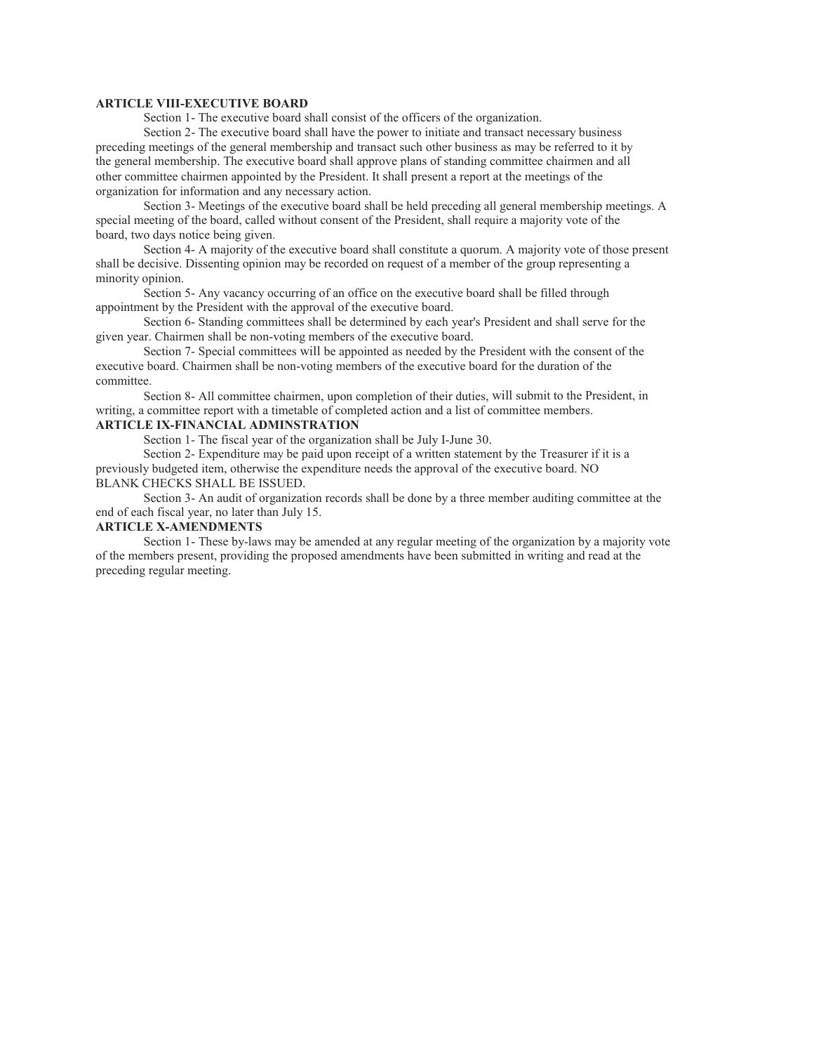**ARTICLE VIII-EXECUTIVE BOARD**

Section 1- The executive board shall consist of the officers of the organization.

Section 2- The executive board shall have the power to initiate and transact necessary business preceding meetings of the general membership and transact such other business as may be referred to it by the general membership. The executive board shall approve plans of standing committee chairmen and all other committee chairmen appointed by the President. It shall present a report at the meetings of the organization for information and any necessary action.

Section 3- Meetings of the executive board shall be held preceding all general membership meetings. A special meeting of the board, called without consent of the President, shall require a majority vote of the board, two days notice being given.

Section 4- A majority of the executive board shall constitute a quorum. A majority vote of those present shall be decisive. Dissenting opinion may be recorded on request of a member of the group representing a minority opinion.

Section 5- Any vacancy occurring of an office on the executive board shall be filled through appointment by the President with the approval of the executive board.

Section 6- Standing committees shall be determined by each year's President and shall serve for the given year. Chairmen shall be non-voting members of the executive board.

Section 7- Special committees will be appointed as needed by the President with the consent of the executive board. Chairmen shall be non-voting members of the executive board for the duration of the committee.

Section 8- All committee chairmen, upon completion of their duties, will submit to the President, in writing, a committee report with a timetable of completed action and a list of committee members.

**ARTICLE IX-FINANCIAL ADMINSTRATION**

Section 1- The fiscal year of the organization shall be July I-June 30.

Section 2- Expenditure may be paid upon receipt of a written statement by the Treasurer if it is a previously budgeted item, otherwise the expenditure needs the approval of the executive board. NO BLANK CHECKS SHALL BE ISSUED.

Section 3- An audit of organization records shall be done by a three member auditing committee at the end of each fiscal year, no later than July 15.

**ARTICLE X-AMENDMENTS**

Section 1- These by-laws may be amended at any regular meeting of the organization by a majority vote of the members present, providing the proposed amendments have been submitted in writing and read at the preceding regular meeting.